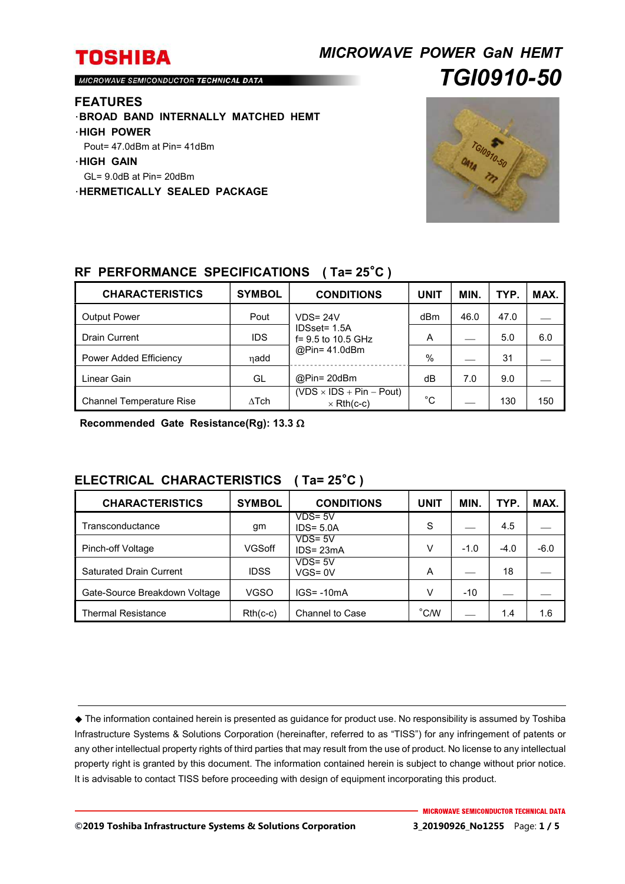TOSHIBA

MICROWAVE SEMICONDUCTOR TECHNICAL DATA

# MICROWAVE POWER GaN HEMT

# TGI0910-50

## FEATURES

- **BROAD BAND INTERNALLY MATCHED HEMT**
- **HIGH POWER**
  Pout= 47.0dBm at Pin= 41dBm
- **HIGH GAIN**
  GL= 9.0dB at Pin= 20dBm
- **HERMETICALLY SEALED PACKAGE**

## RF PERFORMANCE SPECIFICATIONS ( Ta= 25˚C )

| CHARACTERISTICS | SYMBOL | CONDITIONS | UNIT | MIN. | TYP. | MAX. |
|---|---|---|---|---|---|---|
| Output Power | Pout | VDS= 24V<br>IDSset= 1.5A<br>f= 9.5 to 10.5 GHz<br>@Pin= 41.0dBm | dBm | 46.0 | 47.0 | — |
| Drain Current | IDS | | A | — | 5.0 | 6.0 |
| Power Added Efficiency | ηadd | | % | — | 31 | — |
| Linear Gain | GL | @Pin= 20dBm | dB | 7.0 | 9.0 | — |
| Channel Temperature Rise | ΔTch | (VDS × IDS + Pin − Pout) × Rth(c-c) | ˚C | — | 130 | 150 |

**Recommended Gate Resistance(Rg): 13.3 Ω**

## ELECTRICAL CHARACTERISTICS ( Ta= 25˚C )

| CHARACTERISTICS | SYMBOL | CONDITIONS | UNIT | MIN. | TYP. | MAX. |
|---|---|---|---|---|---|---|
| Transconductance | gm | VDS= 5V<br>IDS= 5.0A | S | — | 4.5 | — |
| Pinch-off Voltage | VGSoff | VDS= 5V<br>IDS= 23mA | V | -1.0 | -4.0 | -6.0 |
| Saturated Drain Current | IDSS | VDS= 5V<br>VGS= 0V | A | — | 18 | — |
| Gate-Source Breakdown Voltage | VGSO | IGS= -10mA | V | -10 | — | — |
| Thermal Resistance | Rth(c-c) | Channel to Case | ˚C/W | — | 1.4 | 1.6 |

◆ The information contained herein is presented as guidance for product use. No responsibility is assumed by Toshiba Infrastructure Systems & Solutions Corporation (hereinafter, referred to as "TISS") for any infringement of patents or any other intellectual property rights of third parties that may result from the use of product. No license to any intellectual property right is granted by this document. The information contained herein is subject to change without prior notice. It is advisable to contact TISS before proceeding with design of equipment incorporating this product.

©2019 Toshiba Infrastructure Systems & Solutions Corporation 3_20190926_No1255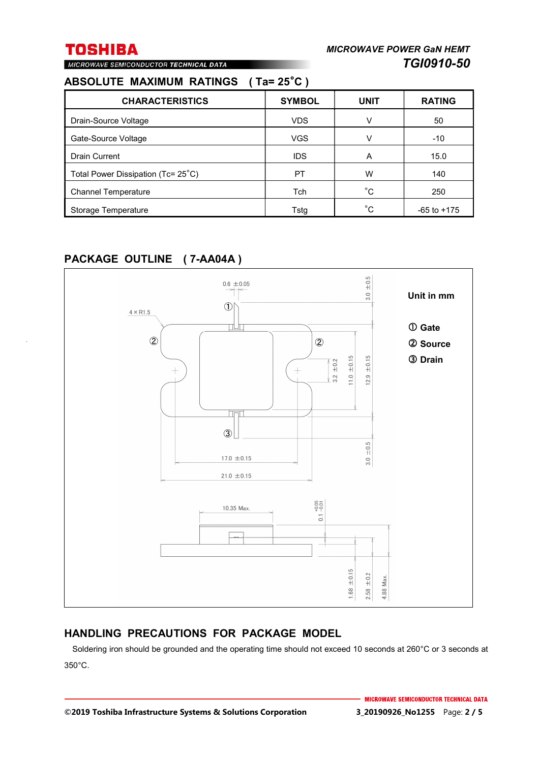## ABSOLUTE MAXIMUM RATINGS ( Ta= 25˚C )

| CHARACTERISTICS | SYMBOL | UNIT | RATING |
|---|---|---|---|
| Drain-Source Voltage | VDS | V | 50 |
| Gate-Source Voltage | VGS | V | -10 |
| Drain Current | IDS | A | 15.0 |
| Total Power Dissipation (Tc= 25˚C) | PT | W | 140 |
| Channel Temperature | Tch | ˚C | 250 |
| Storage Temperature | Tstg | ˚C | -65 to +175 |

## PACKAGE OUTLINE ( 7-AA04A )

Unit in mm

① Gate
② Source
③ Drain

0.6 ±0.05
4 × R1.5
3.0 ±0.5
3.2 ±0.2
11.0 ±0.15
12.9 ±0.15
3.0 ±0.5
17.0 ±0.15
21.0 ±0.15
10.35 Max.
0.1 +0.05/−0.01
1.68 ±0.15
2.58 ±0.2
4.88 Max.

## HANDLING PRECAUTIONS FOR PACKAGE MODEL

Soldering iron should be grounded and the operating time should not exceed 10 seconds at 260°C or 3 seconds at 350°C.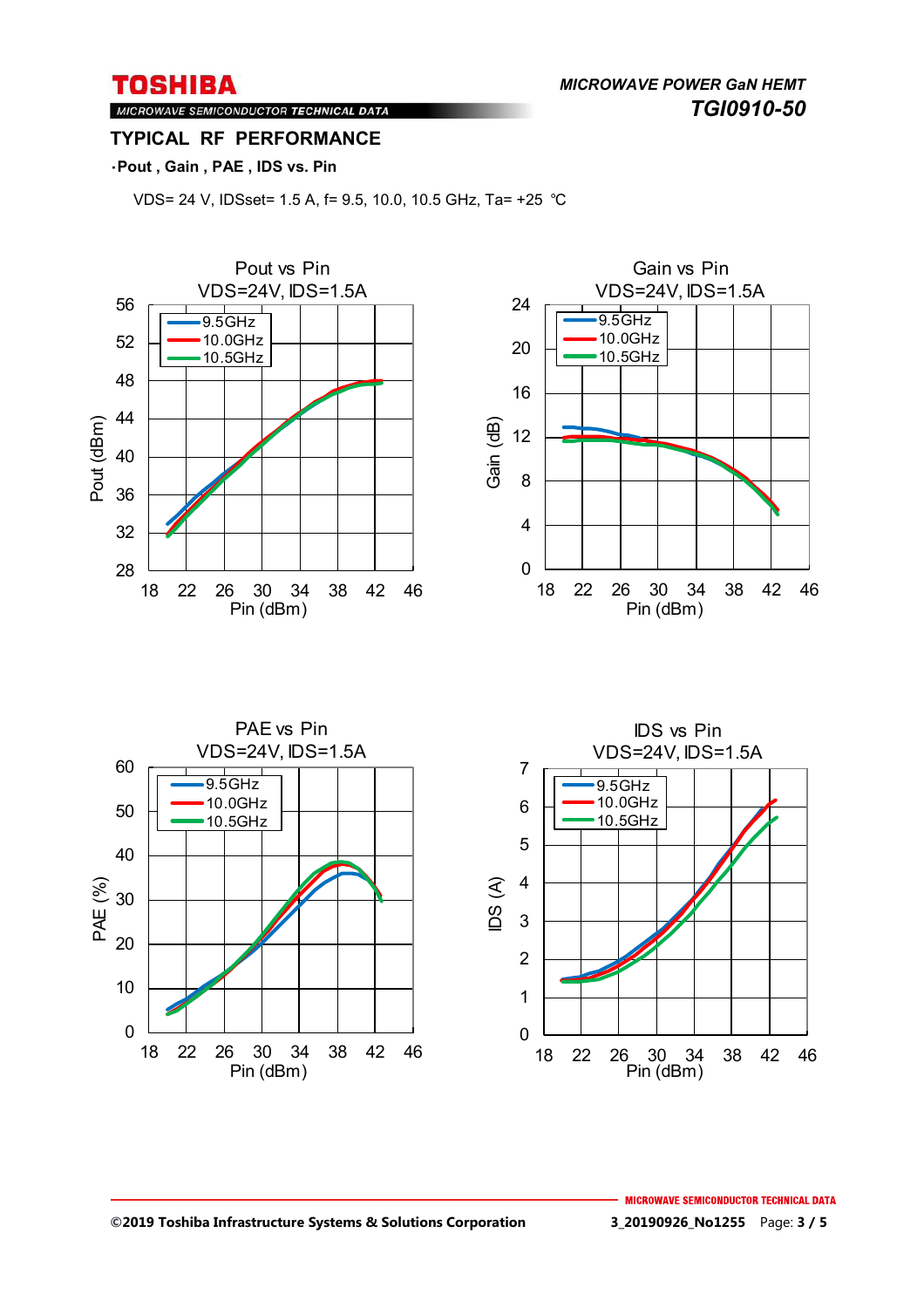## TYPICAL RF PERFORMANCE

**·Pout , Gain , PAE , IDS vs. Pin**

VDS= 24 V, IDSset= 1.5 A, f= 9.5, 10.0, 10.5 GHz, Ta= +25 ℃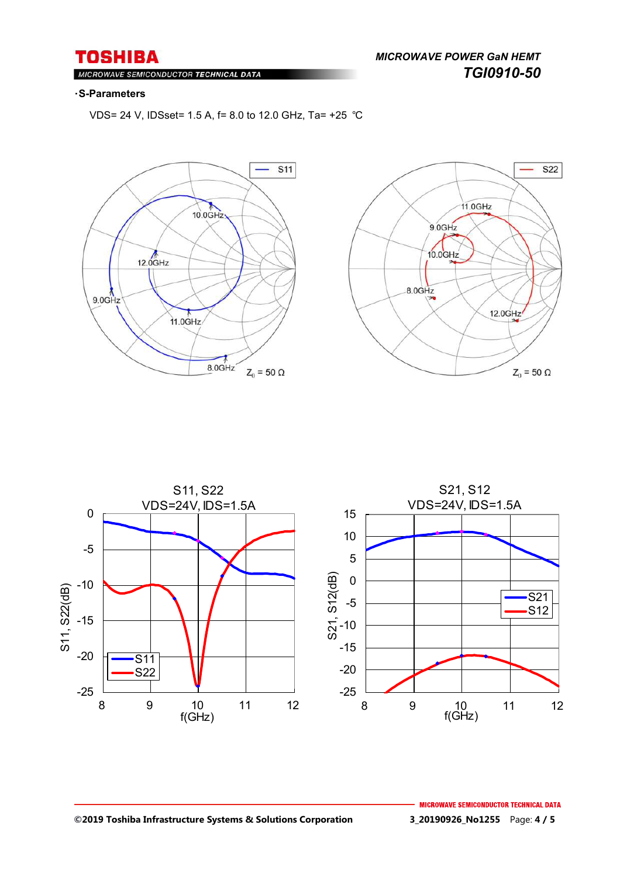·**S-Parameters**

VDS= 24 V, IDSset= 1.5 A, f= 8.0 to 12.0 GHz, Ta= +25 ℃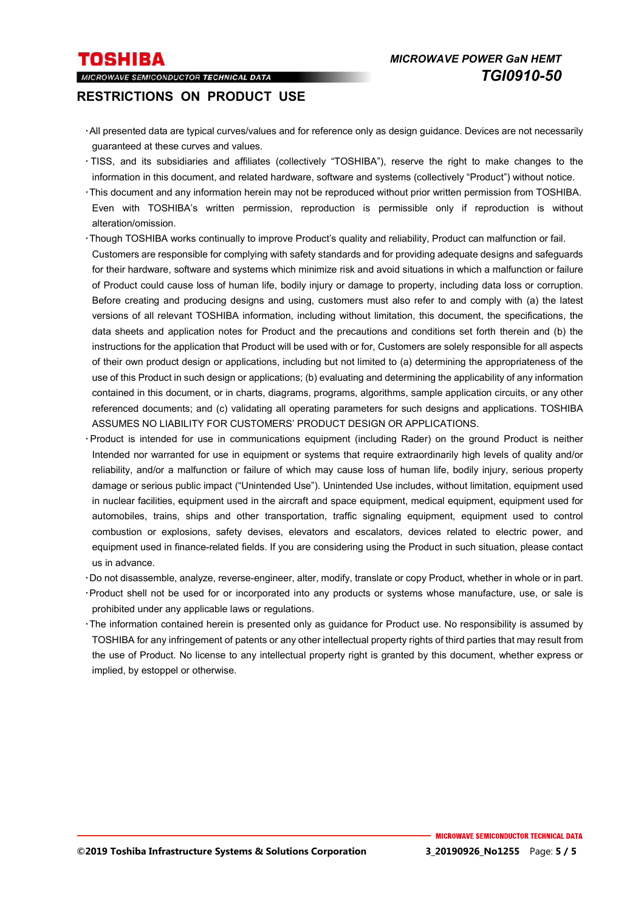## RESTRICTIONS ON PRODUCT USE

- All presented data are typical curves/values and for reference only as design guidance. Devices are not necessarily guaranteed at these curves and values.
- TISS, and its subsidiaries and affiliates (collectively "TOSHIBA"), reserve the right to make changes to the information in this document, and related hardware, software and systems (collectively "Product") without notice.
- This document and any information herein may not be reproduced without prior written permission from TOSHIBA. Even with TOSHIBA's written permission, reproduction is permissible only if reproduction is without alteration/omission.
- Though TOSHIBA works continually to improve Product's quality and reliability, Product can malfunction or fail. Customers are responsible for complying with safety standards and for providing adequate designs and safeguards for their hardware, software and systems which minimize risk and avoid situations in which a malfunction or failure of Product could cause loss of human life, bodily injury or damage to property, including data loss or corruption. Before creating and producing designs and using, customers must also refer to and comply with (a) the latest versions of all relevant TOSHIBA information, including without limitation, this document, the specifications, the data sheets and application notes for Product and the precautions and conditions set forth therein and (b) the instructions for the application that Product will be used with or for, Customers are solely responsible for all aspects of their own product design or applications, including but not limited to (a) determining the appropriateness of the use of this Product in such design or applications; (b) evaluating and determining the applicability of any information contained in this document, or in charts, diagrams, programs, algorithms, sample application circuits, or any other referenced documents; and (c) validating all operating parameters for such designs and applications. TOSHIBA ASSUMES NO LIABILITY FOR CUSTOMERS' PRODUCT DESIGN OR APPLICATIONS.
- Product is intended for use in communications equipment (including Rader) on the ground Product is neither Intended nor warranted for use in equipment or systems that require extraordinarily high levels of quality and/or reliability, and/or a malfunction or failure of which may cause loss of human life, bodily injury, serious property damage or serious public impact ("Unintended Use"). Unintended Use includes, without limitation, equipment used in nuclear facilities, equipment used in the aircraft and space equipment, medical equipment, equipment used for automobiles, trains, ships and other transportation, traffic signaling equipment, equipment used to control combustion or explosions, safety devises, elevators and escalators, devices related to electric power, and equipment used in finance-related fields. If you are considering using the Product in such situation, please contact us in advance.
- Do not disassemble, analyze, reverse-engineer, alter, modify, translate or copy Product, whether in whole or in part.
- Product shell not be used for or incorporated into any products or systems whose manufacture, use, or sale is prohibited under any applicable laws or regulations.
- The information contained herein is presented only as guidance for Product use. No responsibility is assumed by TOSHIBA for any infringement of patents or any other intellectual property rights of third parties that may result from the use of Product. No license to any intellectual property right is granted by this document, whether express or implied, by estoppel or otherwise.